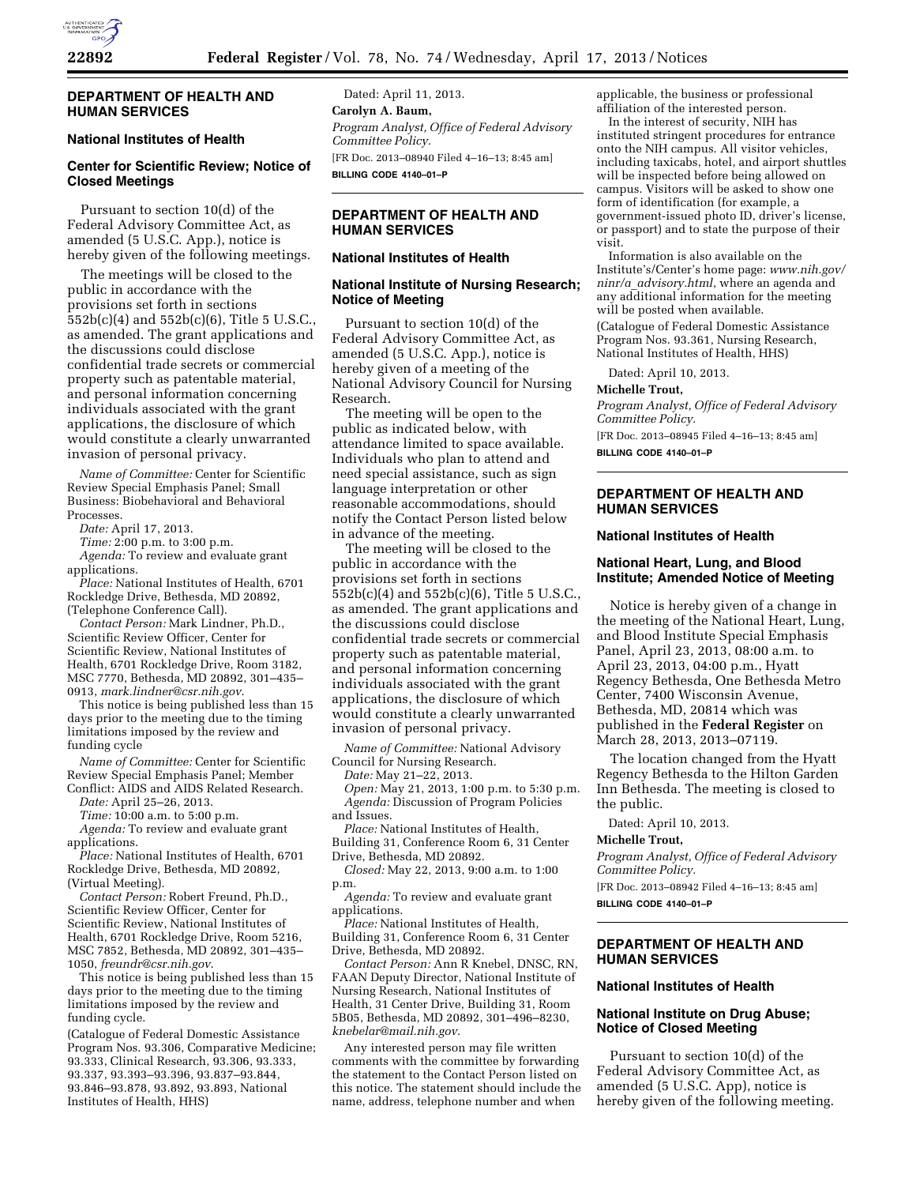## DEPARTMENT OF HEALTH AND HUMAN SERVICES

### National Institutes of Health

### Center for Scientific Review; Notice of Closed Meetings

Pursuant to section 10(d) of the Federal Advisory Committee Act, as amended (5 U.S.C. App.), notice is hereby given of the following meetings.

The meetings will be closed to the public in accordance with the provisions set forth in sections 552b(c)(4) and 552b(c)(6), Title 5 U.S.C., as amended. The grant applications and the discussions could disclose confidential trade secrets or commercial property such as patentable material, and personal information concerning individuals associated with the grant applications, the disclosure of which would constitute a clearly unwarranted invasion of personal privacy.

*Name of Committee:* Center for Scientific Review Special Emphasis Panel; Small Business: Biobehavioral and Behavioral Processes.

*Date:* April 17, 2013.

*Time:* 2:00 p.m. to 3:00 p.m.

*Agenda:* To review and evaluate grant applications.

*Place:* National Institutes of Health, 6701 Rockledge Drive, Bethesda, MD 20892, (Telephone Conference Call).

*Contact Person:* Mark Lindner, Ph.D., Scientific Review Officer, Center for Scientific Review, National Institutes of Health, 6701 Rockledge Drive, Room 3182, MSC 7770, Bethesda, MD 20892, 301–435–0913, *mark.lindner@csr.nih.gov*.

This notice is being published less than 15 days prior to the meeting due to the timing limitations imposed by the review and funding cycle

*Name of Committee:* Center for Scientific Review Special Emphasis Panel; Member Conflict: AIDS and AIDS Related Research.

*Date:* April 25–26, 2013.

*Time:* 10:00 a.m. to 5:00 p.m.

*Agenda:* To review and evaluate grant applications.

*Place:* National Institutes of Health, 6701 Rockledge Drive, Bethesda, MD 20892, (Virtual Meeting).

*Contact Person:* Robert Freund, Ph.D., Scientific Review Officer, Center for Scientific Review, National Institutes of Health, 6701 Rockledge Drive, Room 5216, MSC 7852, Bethesda, MD 20892, 301–435–1050, *freundr@csr.nih.gov*.

This notice is being published less than 15 days prior to the meeting due to the timing limitations imposed by the review and funding cycle.

(Catalogue of Federal Domestic Assistance Program Nos. 93.306, Comparative Medicine; 93.333, Clinical Research, 93.306, 93.333, 93.337, 93.393–93.396, 93.837–93.844, 93.846–93.878, 93.892, 93.893, National Institutes of Health, HHS)

Dated: April 11, 2013.

**Carolyn A. Baum,**

*Program Analyst, Office of Federal Advisory Committee Policy.*

[FR Doc. 2013–08940 Filed 4–16–13; 8:45 am]

**BILLING CODE 4140–01–P**

---

## DEPARTMENT OF HEALTH AND HUMAN SERVICES

### National Institutes of Health

### National Institute of Nursing Research; Notice of Meeting

Pursuant to section 10(d) of the Federal Advisory Committee Act, as amended (5 U.S.C. App.), notice is hereby given of a meeting of the National Advisory Council for Nursing Research.

The meeting will be open to the public as indicated below, with attendance limited to space available. Individuals who plan to attend and need special assistance, such as sign language interpretation or other reasonable accommodations, should notify the Contact Person listed below in advance of the meeting.

The meeting will be closed to the public in accordance with the provisions set forth in sections 552b(c)(4) and 552b(c)(6), Title 5 U.S.C., as amended. The grant applications and the discussions could disclose confidential trade secrets or commercial property such as patentable material, and personal information concerning individuals associated with the grant applications, the disclosure of which would constitute a clearly unwarranted invasion of personal privacy.

*Name of Committee:* National Advisory Council for Nursing Research.

*Date:* May 21–22, 2013.

*Open:* May 21, 2013, 1:00 p.m. to 5:30 p.m.

*Agenda:* Discussion of Program Policies and Issues.

*Place:* National Institutes of Health, Building 31, Conference Room 6, 31 Center Drive, Bethesda, MD 20892.

*Closed:* May 22, 2013, 9:00 a.m. to 1:00 p.m.

*Agenda:* To review and evaluate grant applications.

*Place:* National Institutes of Health, Building 31, Conference Room 6, 31 Center Drive, Bethesda, MD 20892.

*Contact Person:* Ann R Knebel, DNSC, RN, FAAN Deputy Director, National Institute of Nursing Research, National Institutes of Health, 31 Center Drive, Building 31, Room 5B05, Bethesda, MD 20892, 301–496–8230, *knebelar@mail.nih.gov*.

Any interested person may file written comments with the committee by forwarding the statement to the Contact Person listed on this notice. The statement should include the name, address, telephone number and when applicable, the business or professional affiliation of the interested person.

In the interest of security, NIH has instituted stringent procedures for entrance onto the NIH campus. All visitor vehicles, including taxicabs, hotel, and airport shuttles will be inspected before being allowed on campus. Visitors will be asked to show one form of identification (for example, a government-issued photo ID, driver's license, or passport) and to state the purpose of their visit.

Information is also available on the Institute's/Center's home page: *www.nih.gov/ninr/a_advisory.html*, where an agenda and any additional information for the meeting will be posted when available.

(Catalogue of Federal Domestic Assistance Program Nos. 93.361, Nursing Research, National Institutes of Health, HHS)

Dated: April 10, 2013.

**Michelle Trout,**

*Program Analyst, Office of Federal Advisory Committee Policy.*

[FR Doc. 2013–08945 Filed 4–16–13; 8:45 am]

**BILLING CODE 4140–01–P**

---

## DEPARTMENT OF HEALTH AND HUMAN SERVICES

### National Institutes of Health

### National Heart, Lung, and Blood Institute; Amended Notice of Meeting

Notice is hereby given of a change in the meeting of the National Heart, Lung, and Blood Institute Special Emphasis Panel, April 23, 2013, 08:00 a.m. to April 23, 2013, 04:00 p.m., Hyatt Regency Bethesda, One Bethesda Metro Center, 7400 Wisconsin Avenue, Bethesda, MD, 20814 which was published in the **Federal Register** on March 28, 2013, 2013–07119.

The location changed from the Hyatt Regency Bethesda to the Hilton Garden Inn Bethesda. The meeting is closed to the public.

Dated: April 10, 2013.

**Michelle Trout,**

*Program Analyst, Office of Federal Advisory Committee Policy.*

[FR Doc. 2013–08942 Filed 4–16–13; 8:45 am]

**BILLING CODE 4140–01–P**

---

## DEPARTMENT OF HEALTH AND HUMAN SERVICES

### National Institutes of Health

### National Institute on Drug Abuse; Notice of Closed Meeting

Pursuant to section 10(d) of the Federal Advisory Committee Act, as amended (5 U.S.C. App), notice is hereby given of the following meeting.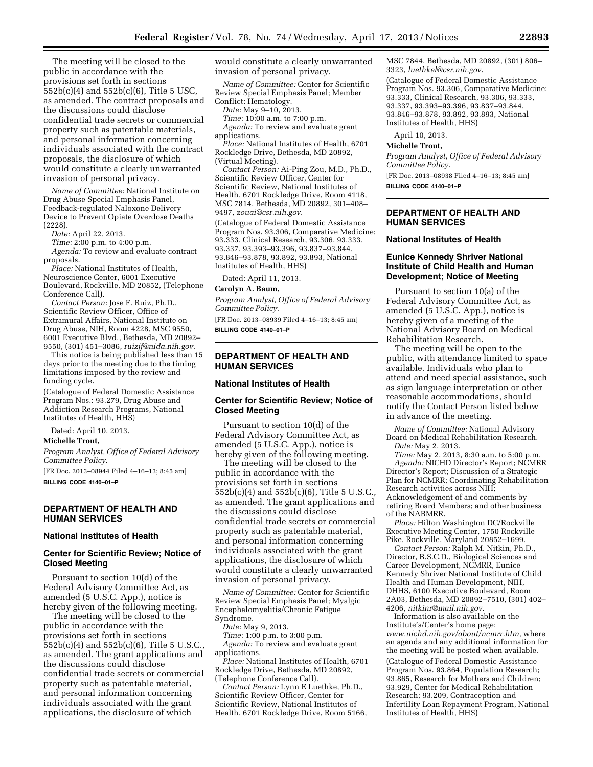The meeting will be closed to the public in accordance with the provisions set forth in sections 552b(c)(4) and 552b(c)(6), Title 5 USC, as amended. The contract proposals and the discussions could disclose confidential trade secrets or commercial property such as patentable materials, and personal information concerning individuals associated with the contract proposals, the disclosure of which would constitute a clearly unwarranted invasion of personal privacy.

*Name of Committee:* National Institute on Drug Abuse Special Emphasis Panel, Feedback-regulated Naloxone Delivery Device to Prevent Opiate Overdose Deaths (2228).

*Date:* April 22, 2013.

*Time:* 2:00 p.m. to 4:00 p.m.

*Agenda:* To review and evaluate contract proposals.

*Place:* National Institutes of Health, Neuroscience Center, 6001 Executive Boulevard, Rockville, MD 20852, (Telephone Conference Call).

*Contact Person:* Jose F. Ruiz, Ph.D., Scientific Review Officer, Office of Extramural Affairs, National Institute on Drug Abuse, NIH, Room 4228, MSC 9550, 6001 Executive Blvd., Bethesda, MD 20892–9550, (301) 451–3086, *ruizjf@nida.nih.gov*.

This notice is being published less than 15 days prior to the meeting due to the timing limitations imposed by the review and funding cycle.

(Catalogue of Federal Domestic Assistance Program Nos.: 93.279, Drug Abuse and Addiction Research Programs, National Institutes of Health, HHS)

Dated: April 10, 2013.

**Michelle Trout,**

*Program Analyst, Office of Federal Advisory Committee Policy.*

[FR Doc. 2013–08944 Filed 4–16–13; 8:45 am]

**BILLING CODE 4140–01–P**

## DEPARTMENT OF HEALTH AND HUMAN SERVICES

### National Institutes of Health

### Center for Scientific Review; Notice of Closed Meeting

Pursuant to section 10(d) of the Federal Advisory Committee Act, as amended (5 U.S.C. App.), notice is hereby given of the following meeting.

The meeting will be closed to the public in accordance with the provisions set forth in sections 552b(c)(4) and 552b(c)(6), Title 5 U.S.C., as amended. The grant applications and the discussions could disclose confidential trade secrets or commercial property such as patentable material, and personal information concerning individuals associated with the grant applications, the disclosure of which would constitute a clearly unwarranted invasion of personal privacy.

*Name of Committee:* Center for Scientific Review Special Emphasis Panel; Member Conflict: Hematology.

*Date:* May 9–10, 2013.

*Time:* 10:00 a.m. to 7:00 p.m.

*Agenda:* To review and evaluate grant applications.

*Place:* National Institutes of Health, 6701 Rockledge Drive, Bethesda, MD 20892, (Virtual Meeting).

*Contact Person:* Ai-Ping Zou, M.D., Ph.D., Scientific Review Officer, Center for Scientific Review, National Institutes of Health, 6701 Rockledge Drive, Room 4118, MSC 7814, Bethesda, MD 20892, 301–408–9497, *zouai@csr.nih.gov*.

(Catalogue of Federal Domestic Assistance Program Nos. 93.306, Comparative Medicine; 93.333, Clinical Research, 93.306, 93.333, 93.337, 93.393–93.396, 93.837–93.844, 93.846–93.878, 93.892, 93.893, National Institutes of Health, HHS)

Dated: April 11, 2013.

**Carolyn A. Baum,**

*Program Analyst, Office of Federal Advisory Committee Policy.*

[FR Doc. 2013–08939 Filed 4–16–13; 8:45 am]

**BILLING CODE 4140–01–P**

## DEPARTMENT OF HEALTH AND HUMAN SERVICES

### National Institutes of Health

### Center for Scientific Review; Notice of Closed Meeting

Pursuant to section 10(d) of the Federal Advisory Committee Act, as amended (5 U.S.C. App.), notice is hereby given of the following meeting.

The meeting will be closed to the public in accordance with the provisions set forth in sections 552b(c)(4) and 552b(c)(6), Title 5 U.S.C., as amended. The grant applications and the discussions could disclose confidential trade secrets or commercial property such as patentable material, and personal information concerning individuals associated with the grant applications, the disclosure of which would constitute a clearly unwarranted invasion of personal privacy.

*Name of Committee:* Center for Scientific Review Special Emphasis Panel; Myalgic Encephalomyelitis/Chronic Fatigue Syndrome.

*Date:* May 9, 2013.

*Time:* 1:00 p.m. to 3:00 p.m.

*Agenda:* To review and evaluate grant applications.

*Place:* National Institutes of Health, 6701 Rockledge Drive, Bethesda, MD 20892, (Telephone Conference Call).

*Contact Person:* Lynn E Luethke, Ph.D., Scientific Review Officer, Center for Scientific Review, National Institutes of Health, 6701 Rockledge Drive, Room 5166, MSC 7844, Bethesda, MD 20892, (301) 806–3323, *luethkel@csr.nih.gov*.

(Catalogue of Federal Domestic Assistance Program Nos. 93.306, Comparative Medicine; 93.333, Clinical Research, 93.306, 93.333, 93.337, 93.393–93.396, 93.837–93.844, 93.846–93.878, 93.892, 93.893, National Institutes of Health, HHS)

April 10, 2013.

**Michelle Trout,**

*Program Analyst, Office of Federal Advisory Committee Policy.*

[FR Doc. 2013–08938 Filed 4–16–13; 8:45 am]

**BILLING CODE 4140–01–P**

## DEPARTMENT OF HEALTH AND HUMAN SERVICES

### National Institutes of Health

### Eunice Kennedy Shriver National Institute of Child Health and Human Development; Notice of Meeting

Pursuant to section 10(a) of the Federal Advisory Committee Act, as amended (5 U.S.C. App.), notice is hereby given of a meeting of the National Advisory Board on Medical Rehabilitation Research.

The meeting will be open to the public, with attendance limited to space available. Individuals who plan to attend and need special assistance, such as sign language interpretation or other reasonable accommodations, should notify the Contact Person listed below in advance of the meeting.

*Name of Committee:* National Advisory Board on Medical Rehabilitation Research.

*Date:* May 2, 2013.

*Time:* May 2, 2013, 8:30 a.m. to 5:00 p.m.

*Agenda:* NICHD Director's Report; NCMRR Director's Report; Discussion of a Strategic Plan for NCMRR; Coordinating Rehabilitation Research activities across NIH; Acknowledgement of and comments by retiring Board Members; and other business of the NABMRR.

*Place:* Hilton Washington DC/Rockville Executive Meeting Center, 1750 Rockville Pike, Rockville, Maryland 20852–1699.

*Contact Person:* Ralph M. Nitkin, Ph.D., Director, B.S.C.D., Biological Sciences and Career Development, NCMRR, Eunice Kennedy Shriver National Institute of Child Health and Human Development, NIH, DHHS, 6100 Executive Boulevard, Room 2A03, Bethesda, MD 20892–7510, (301) 402–4206, *nitkinr@mail.nih.gov*.

Information is also available on the Institute's/Center's home page: *www.nichd.nih.gov/about/ncmrr.htm*, where an agenda and any additional information for the meeting will be posted when available.

(Catalogue of Federal Domestic Assistance Program Nos. 93.864, Population Research; 93.865, Research for Mothers and Children; 93.929, Center for Medical Rehabilitation Research; 93.209, Contraception and Infertility Loan Repayment Program, National Institutes of Health, HHS)